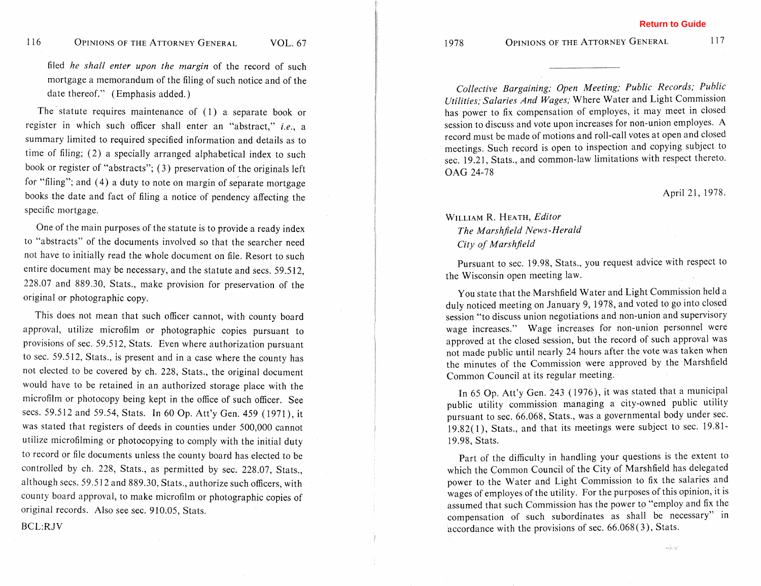filed *he shall enter upon the margin* of the record of such mortgage a memorandum of the filing of such notice and of the date thereof." (Emphasis added.)

The statute requires maintenance of (1) a separate book or register in which such officer shall enter an "abstract," *i.e.*, a summary limited to required specified information and details as to time of filing; (2) a specially arranged alphabetical index to such book or register of "abstracts"; (3) preservation of the originals left for "filing"; and (4) a duty to note on margin of separate mortgage books the date and fact of filing a notice of pendency affecting the specific mortgage.

One of the main purposes of the statute is to provide a ready index to "abstracts" of the documents involved so that the searcher need not have to initially read the whole document on file. Resort to such entire document may be necessary, and the statute and secs. 59.512, 228.07 and 889.30, Stats., make provision for preservation of the original or photographic copy.

This does not mean that such officer cannot, with county board approval, utilize microfilm or photographic copies pursuant to provisions of sec. 59.512, Stats. Even where authorization pursuant to sec. 59.512, Stats., is present and in a case where the county has not elected to be covered by ch. 228, Stats., the original document would have to be retained in an authorized storage place with the microfilm or photocopy being kept in the office of such officer. See secs. 59.512 and 59.54, Stats. In 60 Op. Att'y Gen. 459 (1971), it was stated that registers of deeds in counties under 500,000 cannot utilize microfilming or photocopying to comply with the initial duty to record or file documents unless the county board has elected to be controlled by ch. 228, Stats., as permitted by sec. 228.07, Stats., although secs. 59.512 and 889.30, Stats., authorize such officers, with county board approval, to make microfilm or photographic copies of original records. Also see sec. 910.05, Stats.

BCL:RJV

---

*Collective Bargaining; Open Meeting; Public Records; Public Utilities; Salaries And Wages;* Where Water and Light Commission has power to fix compensation of employes, it may meet in closed session to discuss and vote upon increases for non-union employes. A record must be made of motions and roll-call votes at open and closed meetings. Such record is open to inspection and copying subject to sec. 19.21, Stats., and common-law limitations with respect thereto. OAG 24-78

April 21, 1978.

WILLIAM R. HEATH, *Editor*
*The Marshfield News-Herald*
*City of Marshfield*

Pursuant to sec. 19.98, Stats., you request advice with respect to the Wisconsin open meeting law.

You state that the Marshfield Water and Light Commission held a duly noticed meeting on January 9, 1978, and voted to go into closed session "to discuss union negotiations and non-union and supervisory wage increases." Wage increases for non-union personnel were approved at the closed session, but the record of such approval was not made public until nearly 24 hours after the vote was taken when the minutes of the Commission were approved by the Marshfield Common Council at its regular meeting.

In 65 Op. Att'y Gen. 243 (1976), it was stated that a municipal public utility commission managing a city-owned public utility pursuant to sec. 66.068, Stats., was a governmental body under sec. 19.82(1), Stats., and that its meetings were subject to sec. 19.81-19.98, Stats.

Part of the difficulty in handling your questions is the extent to which the Common Council of the City of Marshfield has delegated power to the Water and Light Commission to fix the salaries and wages of employes of the utility. For the purposes of this opinion, it is assumed that such Commission has the power to "employ and fix the compensation of such subordinates as shall be necessary" in accordance with the provisions of sec. 66.068(3), Stats.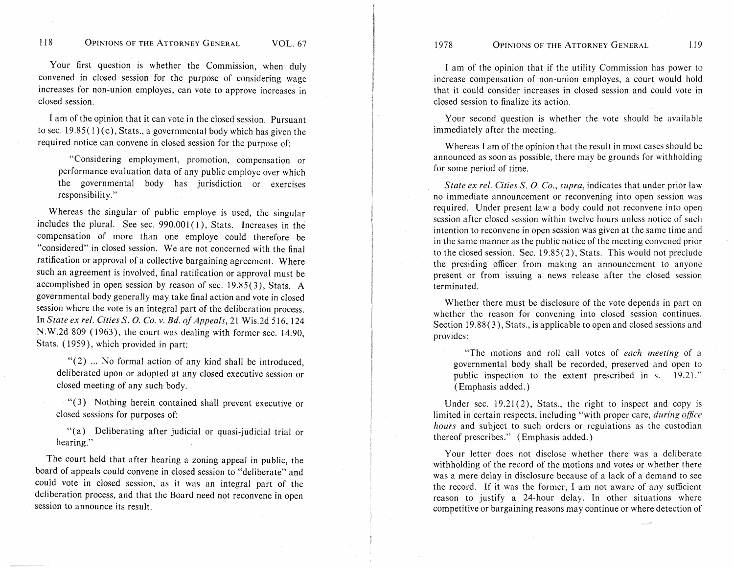Your first question is whether the Commission, when duly convened in closed session for the purpose of considering wage increases for non-union employes, can vote to approve increases in closed session.

I am of the opinion that it can vote in the closed session. Pursuant to sec. 19.85(1)(c), Stats., a governmental body which has given the required notice can convene in closed session for the purpose of:

> "Considering employment, promotion, compensation or performance evaluation data of any public employe over which the governmental body has jurisdiction or exercises responsibility."

Whereas the singular of public employe is used, the singular includes the plural. See sec. 990.001(1), Stats. Increases in the compensation of more than one employe could therefore be "considered" in closed session. We are not concerned with the final ratification or approval of a collective bargaining agreement. Where such an agreement is involved, final ratification or approval must be accomplished in open session by reason of sec. 19.85(3), Stats. A governmental body generally may take final action and vote in closed session where the vote is an integral part of the deliberation process. In *State ex rel. Cities S. O. Co. v. Bd. of Appeals*, 21 Wis.2d 516, 124 N.W.2d 809 (1963), the court was dealing with former sec. 14.90, Stats. (1959), which provided in part:

> "(2) ... No formal action of any kind shall be introduced, deliberated upon or adopted at any closed executive session or closed meeting of any such body.
>
> "(3) Nothing herein contained shall prevent executive or closed sessions for purposes of:
>
> "(a) Deliberating after judicial or quasi-judicial trial or hearing."

The court held that after hearing a zoning appeal in public, the board of appeals could convene in closed session to "deliberate" and could vote in closed session, as it was an integral part of the deliberation process, and that the Board need not reconvene in open session to announce its result.

I am of the opinion that if the utility Commission has power to increase compensation of non-union employes, a court would hold that it could consider increases in closed session and could vote in closed session to finalize its action.

Your second question is whether the vote should be available immediately after the meeting.

Whereas I am of the opinion that the result in most cases should be announced as soon as possible, there may be grounds for withholding for some period of time.

*State ex rel. Cities S. O. Co., supra*, indicates that under prior law no immediate announcement or reconvening into open session was required. Under present law a body could not reconvene into open session after closed session within twelve hours unless notice of such intention to reconvene in open session was given at the same time and in the same manner as the public notice of the meeting convened prior to the closed session. Sec. 19.85(2), Stats. This would not preclude the presiding officer from making an announcement to anyone present or from issuing a news release after the closed session terminated.

Whether there must be disclosure of the vote depends in part on whether the reason for convening into closed session continues. Section 19.88(3), Stats., is applicable to open and closed sessions and provides:

> "The motions and roll call votes of *each meeting* of a governmental body shall be recorded, preserved and open to public inspection to the extent prescribed in s. 19.21." (Emphasis added.)

Under sec. 19.21(2), Stats., the right to inspect and copy is limited in certain respects, including "with proper care, *during office hours* and subject to such orders or regulations as the custodian thereof prescribes." (Emphasis added.)

Your letter does not disclose whether there was a deliberate withholding of the record of the motions and votes or whether there was a mere delay in disclosure because of a lack of a demand to see the record. If it was the former, I am not aware of any sufficient reason to justify a 24-hour delay. In other situations where competitive or bargaining reasons may continue or where detection of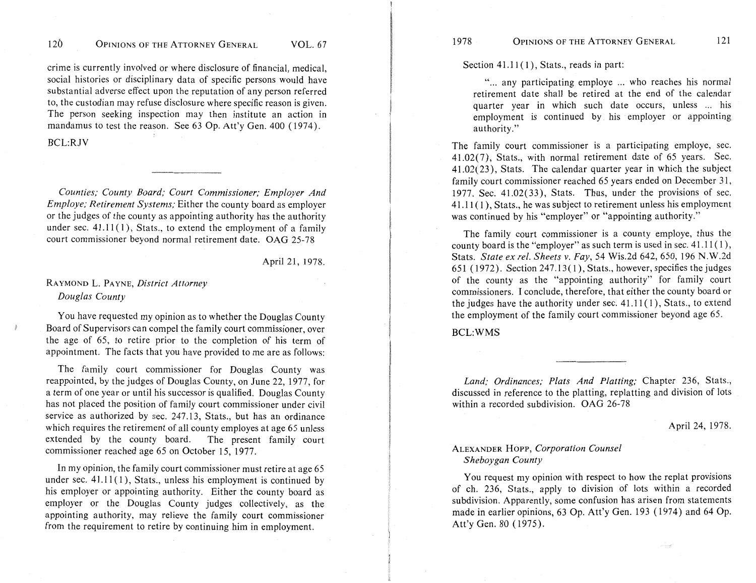crime is currently involved or where disclosure of financial, medical, social histories or disciplinary data of specific persons would have substantial adverse effect upon the reputation of any person referred to, the custodian may refuse disclosure where specific reason is given. The person seeking inspection may then institute an action in mandamus to test the reason. See 63 Op. Att'y Gen. 400 (1974).

BCL:RJV

---

*Counties; County Board; Court Commissioner; Employer And Employe; Retirement Systems;* Either the county board as employer or the judges of the county as appointing authority has the authority under sec. 41.11(1), Stats., to extend the employment of a family court commissioner beyond normal retirement date. OAG 25-78

April 21, 1978.

RAYMOND L. PAYNE, *District Attorney*
*Douglas County*

You have requested my opinion as to whether the Douglas County Board of Supervisors can compel the family court commissioner, over the age of 65, to retire prior to the completion of his term of appointment. The facts that you have provided to me are as follows:

The family court commissioner for Douglas County was reappointed, by the judges of Douglas County, on June 22, 1977, for a term of one year or until his successor is qualified. Douglas County has not placed the position of family court commissioner under civil service as authorized by sec. 247.13, Stats., but has an ordinance which requires the retirement of all county employes at age 65 unless extended by the county board. The present family court commissioner reached age 65 on October 15, 1977.

In my opinion, the family court commissioner must retire at age 65 under sec. 41.11(1), Stats., unless his employment is continued by his employer or appointing authority. Either the county board as employer or the Douglas County judges collectively, as the appointing authority, may relieve the family court commissioner from the requirement to retire by continuing him in employment.

Section 41.11(1), Stats., reads in part:

> "... any participating employe ... who reaches his normal retirement date shall be retired at the end of the calendar quarter year in which such date occurs, unless ... his employment is continued by his employer or appointing authority."

The family court commissioner is a participating employe, sec. 41.02(7), Stats., with normal retirement date of 65 years. Sec. 41.02(23), Stats. The calendar quarter year in which the subject family court commissioner reached 65 years ended on December 31, 1977. Sec. 41.02(33), Stats. Thus, under the provisions of sec. 41.11(1), Stats., he was subject to retirement unless his employment was continued by his "employer" or "appointing authority."

The family court commissioner is a county employe, thus the county board is the "employer" as such term is used in sec. 41.11(1), Stats. *State ex rel. Sheets v. Fay*, 54 Wis.2d 642, 650, 196 N.W.2d 651 (1972). Section 247.13(1), Stats., however, specifies the judges of the county as the "appointing authority" for family court commissioners. I conclude, therefore, that either the county board or the judges have the authority under sec. 41.11(1), Stats., to extend the employment of the family court commissioner beyond age 65.

BCL:WMS

---

*Land; Ordinances; Plats And Platting;* Chapter 236, Stats., discussed in reference to the platting, replatting and division of lots within a recorded subdivision. OAG 26-78

April 24, 1978.

ALEXANDER HOPP, *Corporation Counsel*
*Sheboygan County*

You request my opinion with respect to how the replat provisions of ch. 236, Stats., apply to division of lots within a recorded subdivision. Apparently, some confusion has arisen from statements made in earlier opinions, 63 Op. Att'y Gen. 193 (1974) and 64 Op. Att'y Gen. 80 (1975).